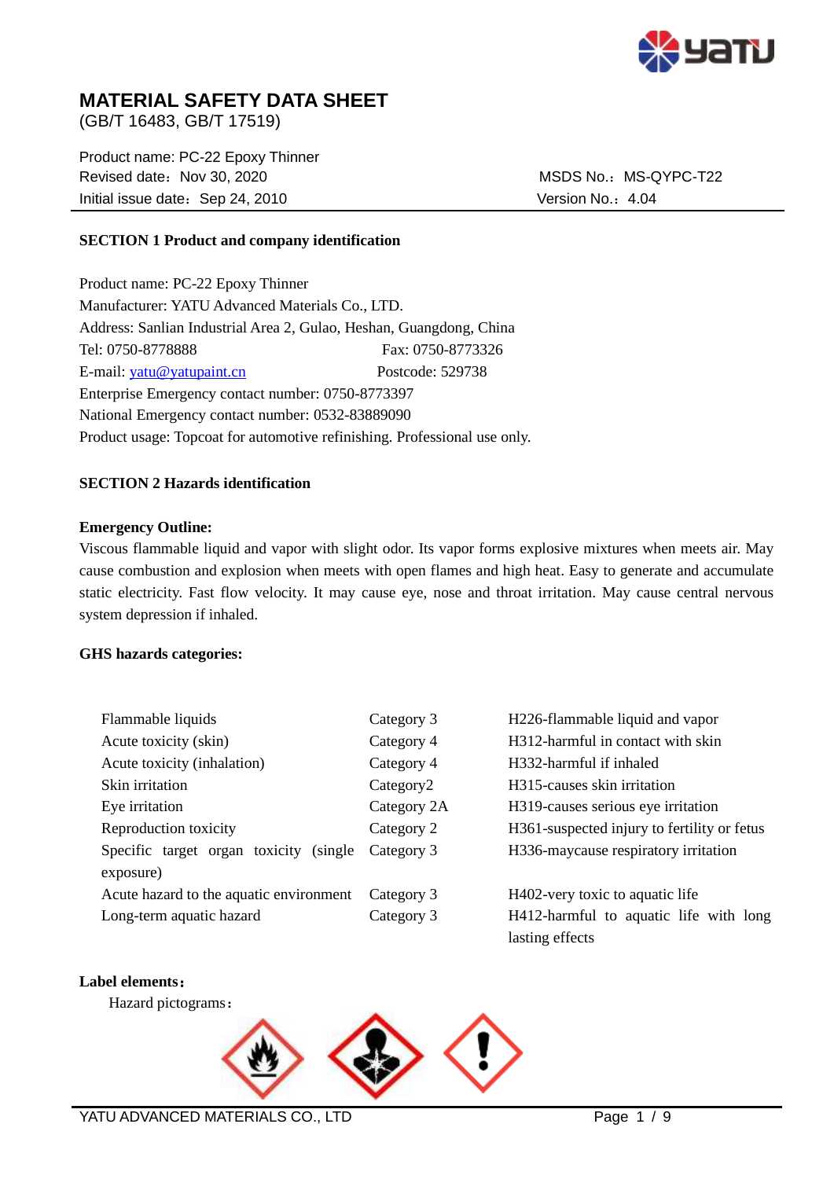# MATERIAL SAFETY DATA SHEET

(GB/T 16483, GB/T 17519)

Product name: PC-22 Epoxy Thinner
Revised date：Nov 30, 2020 MSDS No.：MS-QYPC-T22
Initial issue date：Sep 24, 2010 Version No.：4.04

## SECTION 1 Product and company identification

Product name: PC-22 Epoxy Thinner
Manufacturer: YATU Advanced Materials Co., LTD.
Address: Sanlian Industrial Area 2, Gulao, Heshan, Guangdong, China
Tel: 0750-8778888 Fax: 0750-8773326
E-mail: yatu@yatupaint.cn Postcode: 529738
Enterprise Emergency contact number: 0750-8773397
National Emergency contact number: 0532-83889090
Product usage: Topcoat for automotive refinishing. Professional use only.

## SECTION 2 Hazards identification

**Emergency Outline:**

Viscous flammable liquid and vapor with slight odor. Its vapor forms explosive mixtures when meets air. May cause combustion and explosion when meets with open flames and high heat. Easy to generate and accumulate static electricity. Fast flow velocity. It may cause eye, nose and throat irritation. May cause central nervous system depression if inhaled.

**GHS hazards categories:**

| | | |
|---|---|---|
| Flammable liquids | Category 3 | H226-flammable liquid and vapor |
| Acute toxicity (skin) | Category 4 | H312-harmful in contact with skin |
| Acute toxicity (inhalation) | Category 4 | H332-harmful if inhaled |
| Skin irritation | Category2 | H315-causes skin irritation |
| Eye irritation | Category 2A | H319-causes serious eye irritation |
| Reproduction toxicity | Category 2 | H361-suspected injury to fertility or fetus |
| Specific target organ toxicity (single exposure) | Category 3 | H336-maycause respiratory irritation |
| Acute hazard to the aquatic environment | Category 3 | H402-very toxic to aquatic life |
| Long-term aquatic hazard | Category 3 | H412-harmful to aquatic life with long lasting effects |

**Label elements：**

Hazard pictograms：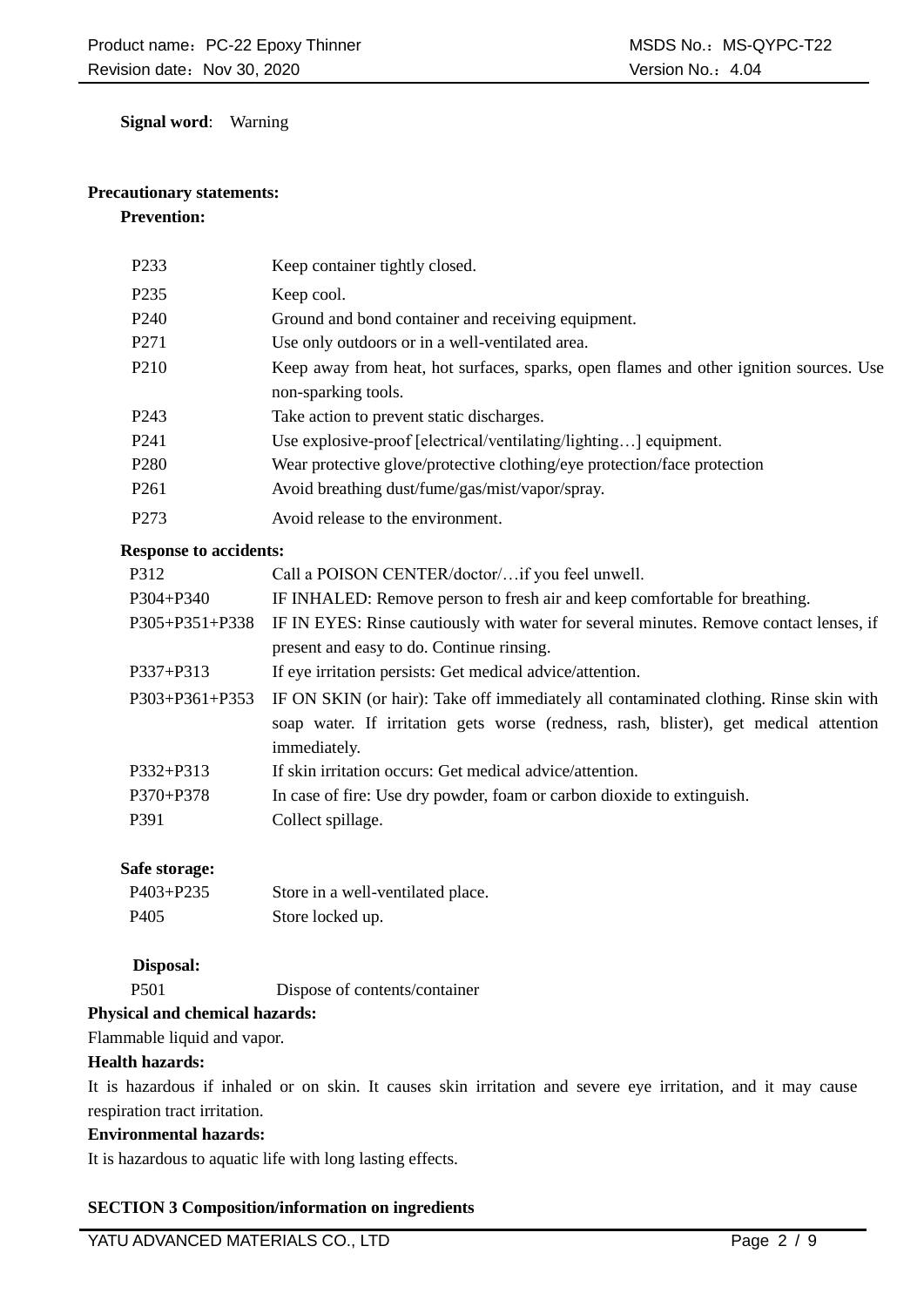**Signal word**: Warning

**Precautionary statements:**

**Prevention:**

| | |
|---|---|
| P233 | Keep container tightly closed. |
| P235 | Keep cool. |
| P240 | Ground and bond container and receiving equipment. |
| P271 | Use only outdoors or in a well-ventilated area. |
| P210 | Keep away from heat, hot surfaces, sparks, open flames and other ignition sources. Use non-sparking tools. |
| P243 | Take action to prevent static discharges. |
| P241 | Use explosive-proof [electrical/ventilating/lighting…] equipment. |
| P280 | Wear protective glove/protective clothing/eye protection/face protection |
| P261 | Avoid breathing dust/fume/gas/mist/vapor/spray. |
| P273 | Avoid release to the environment. |

**Response to accidents:**

| | |
|---|---|
| P312 | Call a POISON CENTER/doctor/…if you feel unwell. |
| P304+P340 | IF INHALED: Remove person to fresh air and keep comfortable for breathing. |
| P305+P351+P338 | IF IN EYES: Rinse cautiously with water for several minutes. Remove contact lenses, if present and easy to do. Continue rinsing. |
| P337+P313 | If eye irritation persists: Get medical advice/attention. |
| P303+P361+P353 | IF ON SKIN (or hair): Take off immediately all contaminated clothing. Rinse skin with soap water. If irritation gets worse (redness, rash, blister), get medical attention immediately. |
| P332+P313 | If skin irritation occurs: Get medical advice/attention. |
| P370+P378 | In case of fire: Use dry powder, foam or carbon dioxide to extinguish. |
| P391 | Collect spillage. |

**Safe storage:**

| | |
|---|---|
| P403+P235 | Store in a well-ventilated place. |
| P405 | Store locked up. |

**Disposal:**

| | |
|---|---|
| P501 | Dispose of contents/container |

**Physical and chemical hazards:**

Flammable liquid and vapor.

**Health hazards:**

It is hazardous if inhaled or on skin. It causes skin irritation and severe eye irritation, and it may cause respiration tract irritation.

**Environmental hazards:**

It is hazardous to aquatic life with long lasting effects.

**SECTION 3 Composition/information on ingredients**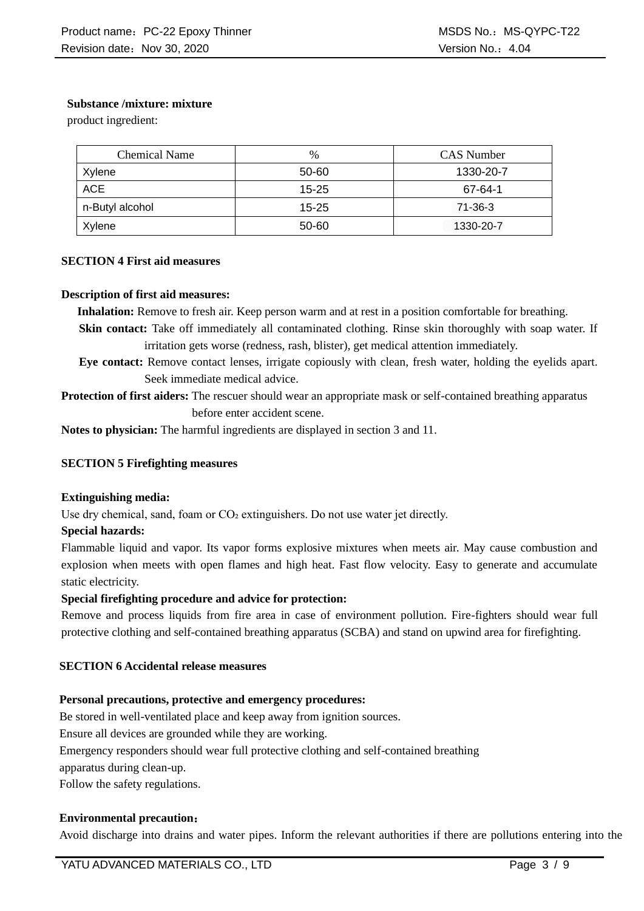**Substance /mixture: mixture**

product ingredient:

| Chemical Name | % | CAS Number |
|---|---|---|
| Xylene | 50-60 | 1330-20-7 |
| ACE | 15-25 | 67-64-1 |
| n-Butyl alcohol | 15-25 | 71-36-3 |
| Xylene | 50-60 | 1330-20-7 |

## SECTION 4 First aid measures

**Description of first aid measures:**

**Inhalation:** Remove to fresh air. Keep person warm and at rest in a position comfortable for breathing.

**Skin contact:** Take off immediately all contaminated clothing. Rinse skin thoroughly with soap water. If irritation gets worse (redness, rash, blister), get medical attention immediately.

**Eye contact:** Remove contact lenses, irrigate copiously with clean, fresh water, holding the eyelids apart. Seek immediate medical advice.

**Protection of first aiders:** The rescuer should wear an appropriate mask or self-contained breathing apparatus before enter accident scene.

**Notes to physician:** The harmful ingredients are displayed in section 3 and 11.

## SECTION 5 Firefighting measures

**Extinguishing media:**

Use dry chemical, sand, foam or $CO_2$ extinguishers. Do not use water jet directly.

**Special hazards:**

Flammable liquid and vapor. Its vapor forms explosive mixtures when meets air. May cause combustion and explosion when meets with open flames and high heat. Fast flow velocity. Easy to generate and accumulate static electricity.

**Special firefighting procedure and advice for protection:**

Remove and process liquids from fire area in case of environment pollution. Fire-fighters should wear full protective clothing and self-contained breathing apparatus (SCBA) and stand on upwind area for firefighting.

## SECTION 6 Accidental release measures

**Personal precautions, protective and emergency procedures:**

Be stored in well-ventilated place and keep away from ignition sources.

Ensure all devices are grounded while they are working.

Emergency responders should wear full protective clothing and self-contained breathing apparatus during clean-up.

Follow the safety regulations.

**Environmental precaution：**

Avoid discharge into drains and water pipes. Inform the relevant authorities if there are pollutions entering into the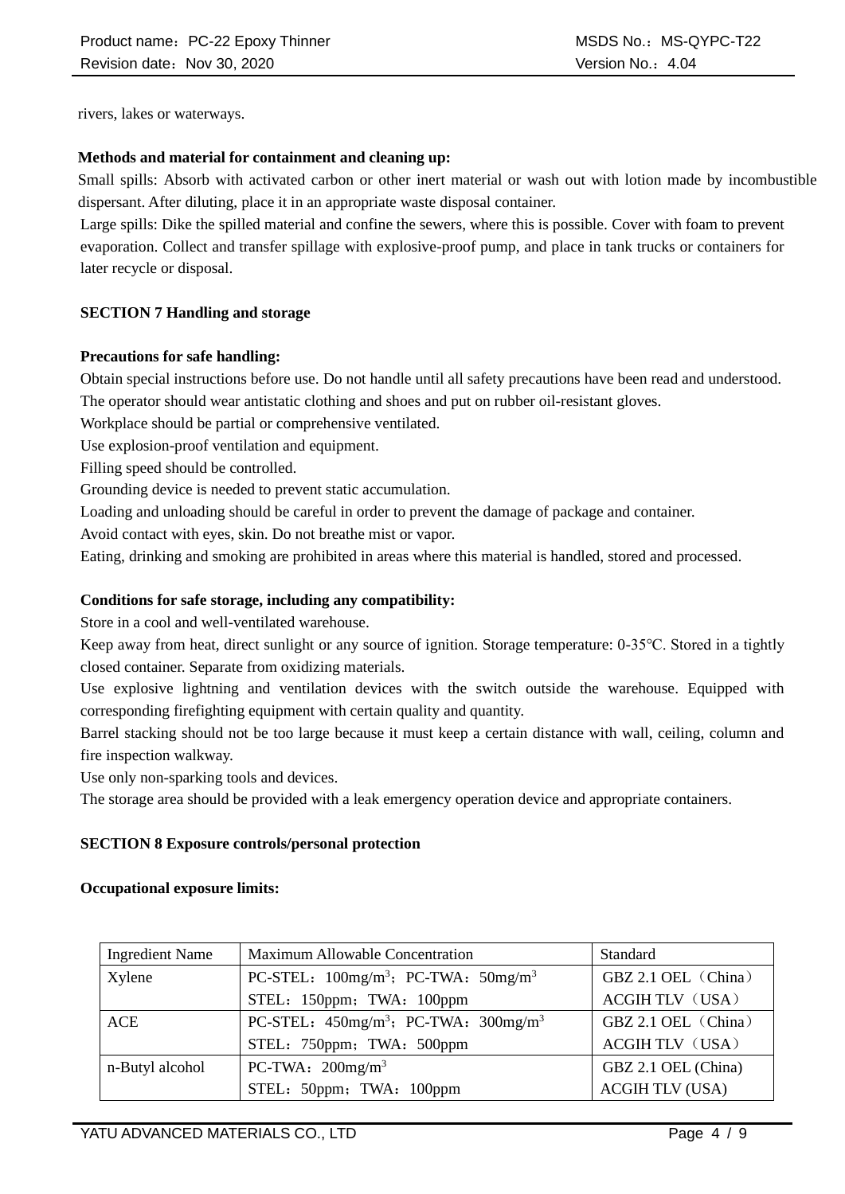rivers, lakes or waterways.

**Methods and material for containment and cleaning up:**

Small spills: Absorb with activated carbon or other inert material or wash out with lotion made by incombustible dispersant. After diluting, place it in an appropriate waste disposal container.

Large spills: Dike the spilled material and confine the sewers, where this is possible. Cover with foam to prevent evaporation. Collect and transfer spillage with explosive-proof pump, and place in tank trucks or containers for later recycle or disposal.

## SECTION 7 Handling and storage

**Precautions for safe handling:**

Obtain special instructions before use. Do not handle until all safety precautions have been read and understood.

The operator should wear antistatic clothing and shoes and put on rubber oil-resistant gloves.

Workplace should be partial or comprehensive ventilated.

Use explosion-proof ventilation and equipment.

Filling speed should be controlled.

Grounding device is needed to prevent static accumulation.

Loading and unloading should be careful in order to prevent the damage of package and container.

Avoid contact with eyes, skin. Do not breathe mist or vapor.

Eating, drinking and smoking are prohibited in areas where this material is handled, stored and processed.

**Conditions for safe storage, including any compatibility:**

Store in a cool and well-ventilated warehouse.

Keep away from heat, direct sunlight or any source of ignition. Storage temperature: 0-35°C. Stored in a tightly closed container. Separate from oxidizing materials.

Use explosive lightning and ventilation devices with the switch outside the warehouse. Equipped with corresponding firefighting equipment with certain quality and quantity.

Barrel stacking should not be too large because it must keep a certain distance with wall, ceiling, column and fire inspection walkway.

Use only non-sparking tools and devices.

The storage area should be provided with a leak emergency operation device and appropriate containers.

## SECTION 8 Exposure controls/personal protection

**Occupational exposure limits:**

| Ingredient Name | Maximum Allowable Concentration | Standard |
|---|---|---|
| Xylene | PC-STEL：100mg/m$^3$；PC-TWA：50mg/m$^3$ | GBZ 2.1 OEL（China） |
| | STEL：150ppm；TWA：100ppm | ACGIH TLV（USA） |
| ACE | PC-STEL：450mg/m$^3$；PC-TWA：300mg/m$^3$ | GBZ 2.1 OEL（China） |
| | STEL：750ppm；TWA：500ppm | ACGIH TLV（USA） |
| n-Butyl alcohol | PC-TWA：200mg/m$^3$ | GBZ 2.1 OEL (China) |
| | STEL：50ppm；TWA：100ppm | ACGIH TLV (USA) |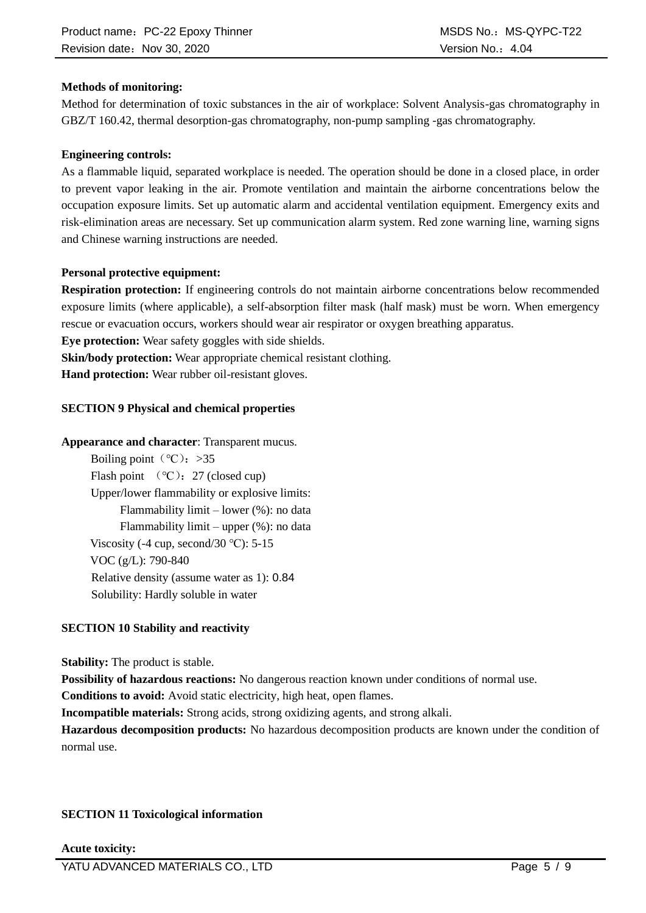**Methods of monitoring:**

Method for determination of toxic substances in the air of workplace: Solvent Analysis-gas chromatography in GBZ/T 160.42, thermal desorption-gas chromatography, non-pump sampling -gas chromatography.

**Engineering controls:**

As a flammable liquid, separated workplace is needed. The operation should be done in a closed place, in order to prevent vapor leaking in the air. Promote ventilation and maintain the airborne concentrations below the occupation exposure limits. Set up automatic alarm and accidental ventilation equipment. Emergency exits and risk-elimination areas are necessary. Set up communication alarm system. Red zone warning line, warning signs and Chinese warning instructions are needed.

**Personal protective equipment:**

**Respiration protection:** If engineering controls do not maintain airborne concentrations below recommended exposure limits (where applicable), a self-absorption filter mask (half mask) must be worn. When emergency rescue or evacuation occurs, workers should wear air respirator or oxygen breathing apparatus.

**Eye protection:** Wear safety goggles with side shields.

**Skin/body protection:** Wear appropriate chemical resistant clothing.

**Hand protection:** Wear rubber oil-resistant gloves.

## SECTION 9 Physical and chemical properties

**Appearance and character**: Transparent mucus.

- Boiling point（℃）：>35
- Flash point （℃）：27 (closed cup)
- Upper/lower flammability or explosive limits:
  - Flammability limit – lower (%): no data
  - Flammability limit – upper (%): no data
- Viscosity (-4 cup, second/30 ℃): 5-15
- VOC (g/L): 790-840
- Relative density (assume water as 1): 0.84
- Solubility: Hardly soluble in water

## SECTION 10 Stability and reactivity

**Stability:** The product is stable.

**Possibility of hazardous reactions:** No dangerous reaction known under conditions of normal use.

**Conditions to avoid:** Avoid static electricity, high heat, open flames.

**Incompatible materials:** Strong acids, strong oxidizing agents, and strong alkali.

**Hazardous decomposition products:** No hazardous decomposition products are known under the condition of normal use.

## SECTION 11 Toxicological information

**Acute toxicity:**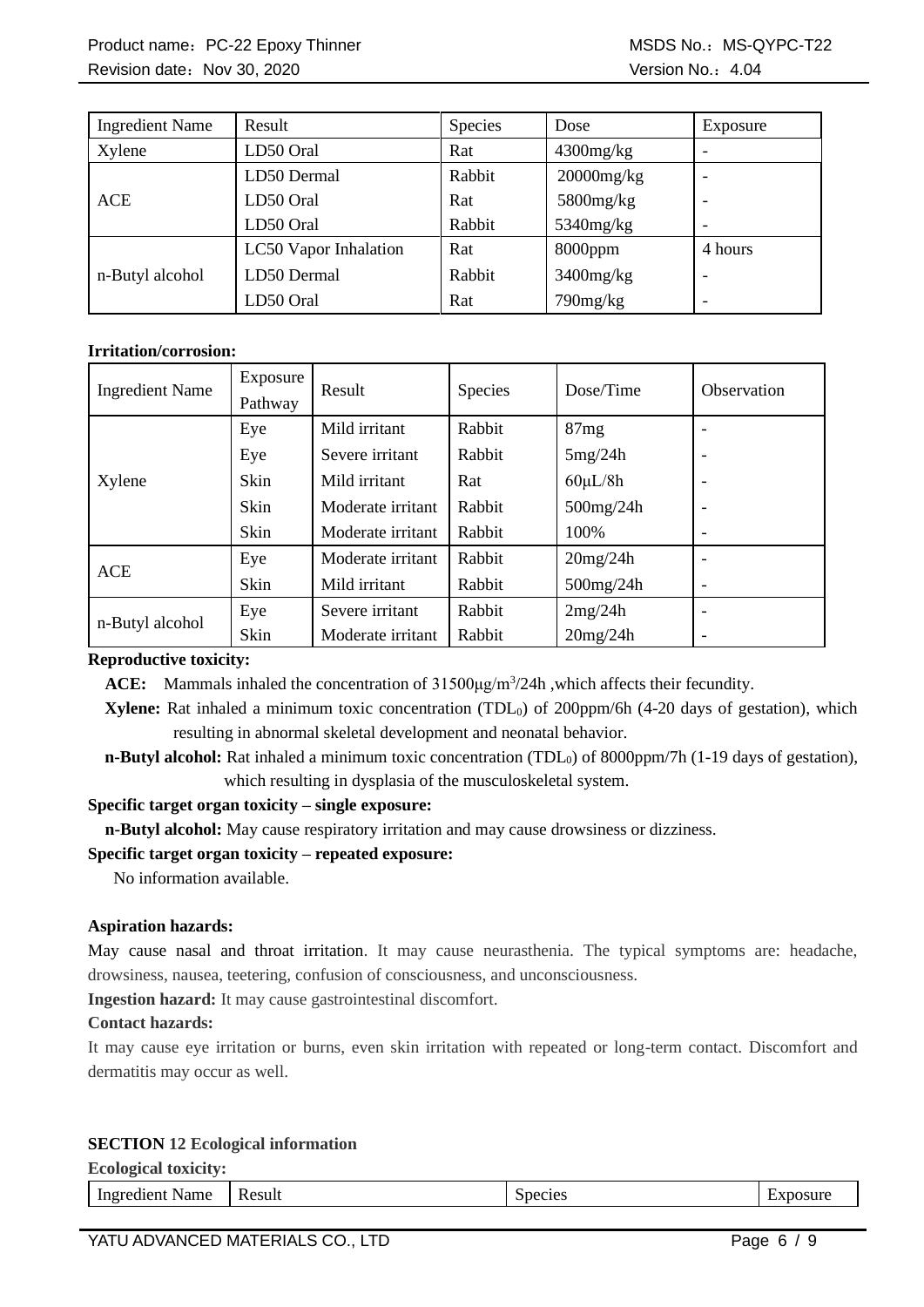| Ingredient Name | Result | Species | Dose | Exposure |
|---|---|---|---|---|
| Xylene | LD50 Oral | Rat | 4300mg/kg | - |
| ACE | LD50 Dermal | Rabbit | 20000mg/kg | - |
| | LD50 Oral | Rat | 5800mg/kg | - |
| | LD50 Oral | Rabbit | 5340mg/kg | - |
| n-Butyl alcohol | LC50 Vapor Inhalation | Rat | 8000ppm | 4 hours |
| | LD50 Dermal | Rabbit | 3400mg/kg | - |
| | LD50 Oral | Rat | 790mg/kg | - |

**Irritation/corrosion:**

| Ingredient Name | Exposure Pathway | Result | Species | Dose/Time | Observation |
|---|---|---|---|---|---|
| Xylene | Eye | Mild irritant | Rabbit | 87mg | - |
| | Eye | Severe irritant | Rabbit | 5mg/24h | - |
| | Skin | Mild irritant | Rat | 60μL/8h | - |
| | Skin | Moderate irritant | Rabbit | 500mg/24h | - |
| | Skin | Moderate irritant | Rabbit | 100% | - |
| ACE | Eye | Moderate irritant | Rabbit | 20mg/24h | - |
| | Skin | Mild irritant | Rabbit | 500mg/24h | - |
| n-Butyl alcohol | Eye | Severe irritant | Rabbit | 2mg/24h | - |
| | Skin | Moderate irritant | Rabbit | 20mg/24h | - |

**Reproductive toxicity:**

**ACE:** Mammals inhaled the concentration of 31500μg/$m^3$/24h ,which affects their fecundity.

**Xylene:** Rat inhaled a minimum toxic concentration ($TDL_0$) of 200ppm/6h (4-20 days of gestation), which resulting in abnormal skeletal development and neonatal behavior.

**n-Butyl alcohol:** Rat inhaled a minimum toxic concentration ($TDL_0$) of 8000ppm/7h (1-19 days of gestation), which resulting in dysplasia of the musculoskeletal system.

**Specific target organ toxicity – single exposure:**

**n-Butyl alcohol:** May cause respiratory irritation and may cause drowsiness or dizziness.

**Specific target organ toxicity – repeated exposure:**

No information available.

**Aspiration hazards:**

May cause nasal and throat irritation. It may cause neurasthenia. The typical symptoms are: headache, drowsiness, nausea, teetering, confusion of consciousness, and unconsciousness.

**Ingestion hazard:** It may cause gastrointestinal discomfort.

**Contact hazards:**

It may cause eye irritation or burns, even skin irritation with repeated or long-term contact. Discomfort and dermatitis may occur as well.

## SECTION 12 Ecological information

**Ecological toxicity:**

| Ingredient Name | Result | Species | Exposure |
|---|---|---|---|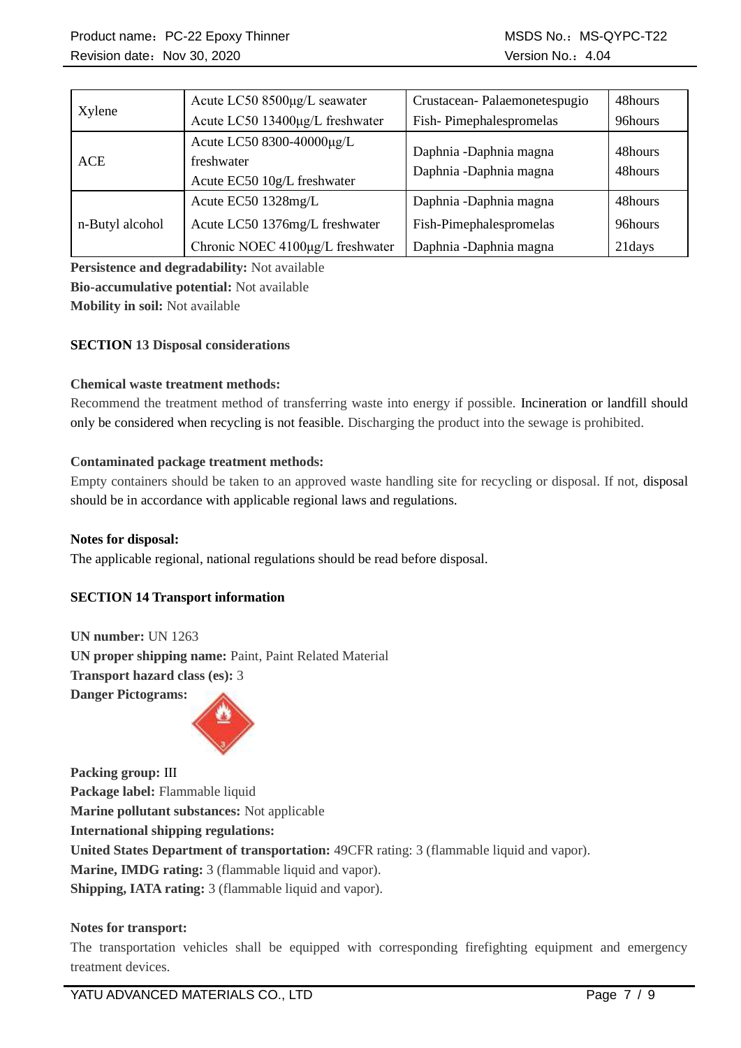| Xylene | Acute LC50 8500μg/L seawater<br>Acute LC50 13400μg/L freshwater | Crustacean- Palaemonetespugio<br>Fish- Pimephalespromelas | 48hours<br>96hours |
|---|---|---|---|
| ACE | Acute LC50 8300-40000μg/L freshwater<br>Acute EC50 10g/L freshwater | Daphnia -Daphnia magna<br>Daphnia -Daphnia magna | 48hours<br>48hours |
| n-Butyl alcohol | Acute EC50 1328mg/L<br>Acute LC50 1376mg/L freshwater<br>Chronic NOEC 4100μg/L freshwater | Daphnia -Daphnia magna<br>Fish-Pimephalespromelas<br>Daphnia -Daphnia magna | 48hours<br>96hours<br>21days |

**Persistence and degradability:** Not available

**Bio-accumulative potential:** Not available

**Mobility in soil:** Not available

## SECTION 13 Disposal considerations

**Chemical waste treatment methods:**

Recommend the treatment method of transferring waste into energy if possible. Incineration or landfill should only be considered when recycling is not feasible. Discharging the product into the sewage is prohibited.

**Contaminated package treatment methods:**

Empty containers should be taken to an approved waste handling site for recycling or disposal. If not, disposal should be in accordance with applicable regional laws and regulations.

**Notes for disposal:**

The applicable regional, national regulations should be read before disposal.

## SECTION 14 Transport information

**UN number:** UN 1263

**UN proper shipping name:** Paint, Paint Related Material

**Transport hazard class (es):** 3

**Danger Pictograms:**

**Packing group:** III

**Package label:** Flammable liquid

**Marine pollutant substances:** Not applicable

**International shipping regulations:**

**United States Department of transportation:** 49CFR rating: 3 (flammable liquid and vapor).

**Marine, IMDG rating:** 3 (flammable liquid and vapor).

**Shipping, IATA rating:** 3 (flammable liquid and vapor).

**Notes for transport:**

The transportation vehicles shall be equipped with corresponding firefighting equipment and emergency treatment devices.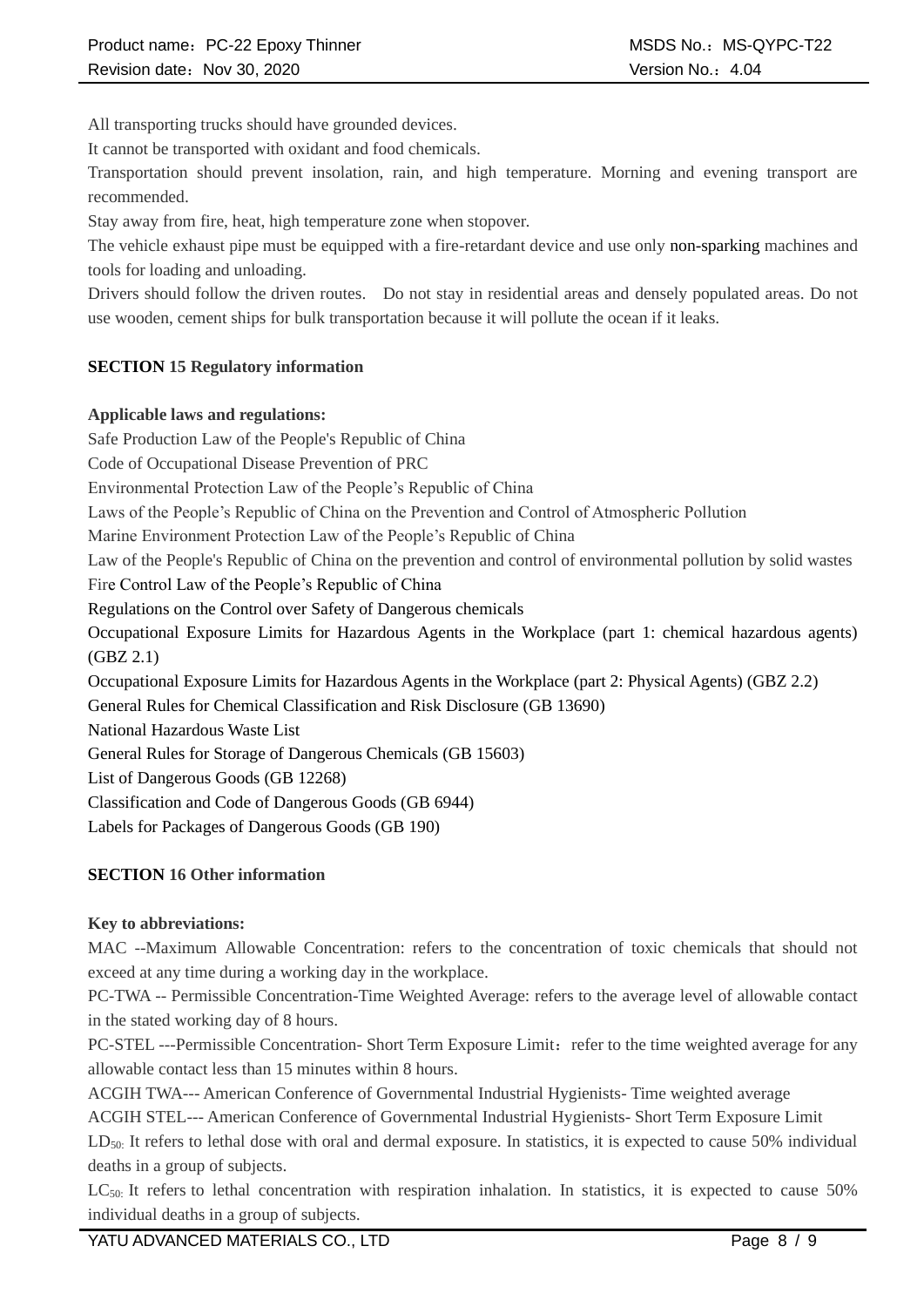All transporting trucks should have grounded devices.

It cannot be transported with oxidant and food chemicals.

Transportation should prevent insolation, rain, and high temperature. Morning and evening transport are recommended.

Stay away from fire, heat, high temperature zone when stopover.

The vehicle exhaust pipe must be equipped with a fire-retardant device and use only non-sparking machines and tools for loading and unloading.

Drivers should follow the driven routes. Do not stay in residential areas and densely populated areas. Do not use wooden, cement ships for bulk transportation because it will pollute the ocean if it leaks.

## SECTION 15 Regulatory information

**Applicable laws and regulations:**

Safe Production Law of the People's Republic of China

Code of Occupational Disease Prevention of PRC

Environmental Protection Law of the People's Republic of China

Laws of the People's Republic of China on the Prevention and Control of Atmospheric Pollution

Marine Environment Protection Law of the People's Republic of China

Law of the People's Republic of China on the prevention and control of environmental pollution by solid wastes

Fire Control Law of the People's Republic of China

Regulations on the Control over Safety of Dangerous chemicals

Occupational Exposure Limits for Hazardous Agents in the Workplace (part 1: chemical hazardous agents) (GBZ 2.1)

Occupational Exposure Limits for Hazardous Agents in the Workplace (part 2: Physical Agents) (GBZ 2.2)

General Rules for Chemical Classification and Risk Disclosure (GB 13690)

National Hazardous Waste List

General Rules for Storage of Dangerous Chemicals (GB 15603)

List of Dangerous Goods (GB 12268)

Classification and Code of Dangerous Goods (GB 6944)

Labels for Packages of Dangerous Goods (GB 190)

## SECTION 16 Other information

**Key to abbreviations:**

MAC --Maximum Allowable Concentration: refers to the concentration of toxic chemicals that should not exceed at any time during a working day in the workplace.

PC-TWA -- Permissible Concentration-Time Weighted Average: refers to the average level of allowable contact in the stated working day of 8 hours.

PC-STEL ---Permissible Concentration- Short Term Exposure Limit：refer to the time weighted average for any allowable contact less than 15 minutes within 8 hours.

ACGIH TWA--- American Conference of Governmental Industrial Hygienists- Time weighted average

ACGIH STEL--- American Conference of Governmental Industrial Hygienists- Short Term Exposure Limit

$LD_{50}$: It refers to lethal dose with oral and dermal exposure. In statistics, it is expected to cause 50% individual deaths in a group of subjects.

$LC_{50}$: It refers to lethal concentration with respiration inhalation. In statistics, it is expected to cause 50% individual deaths in a group of subjects.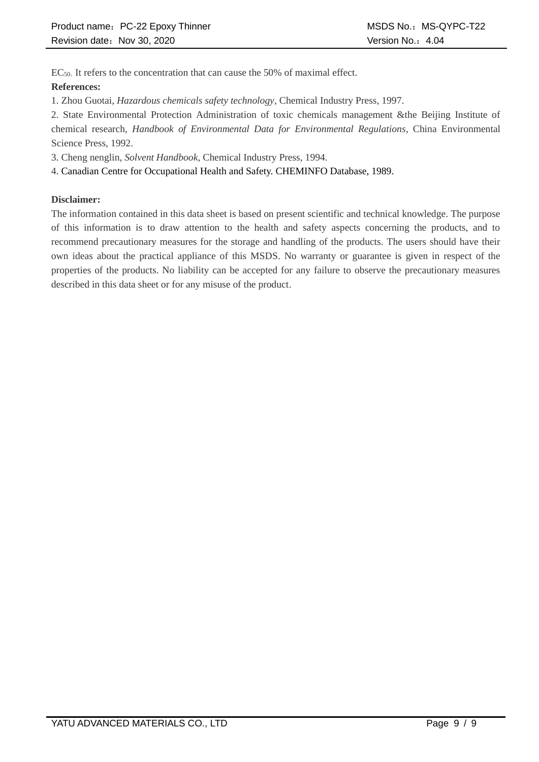$EC_{50}$: It refers to the concentration that can cause the 50% of maximal effect.

**References:**

1. Zhou Guotai, *Hazardous chemicals safety technology*, Chemical Industry Press, 1997.
2. State Environmental Protection Administration of toxic chemicals management &the Beijing Institute of chemical research, *Handbook of Environmental Data for Environmental Regulations*, China Environmental Science Press, 1992.
3. Cheng nenglin, *Solvent Handbook*, Chemical Industry Press, 1994.
4. Canadian Centre for Occupational Health and Safety. CHEMINFO Database, 1989.

**Disclaimer:**

The information contained in this data sheet is based on present scientific and technical knowledge. The purpose of this information is to draw attention to the health and safety aspects concerning the products, and to recommend precautionary measures for the storage and handling of the products. The users should have their own ideas about the practical appliance of this MSDS. No warranty or guarantee is given in respect of the properties of the products. No liability can be accepted for any failure to observe the precautionary measures described in this data sheet or for any misuse of the product.